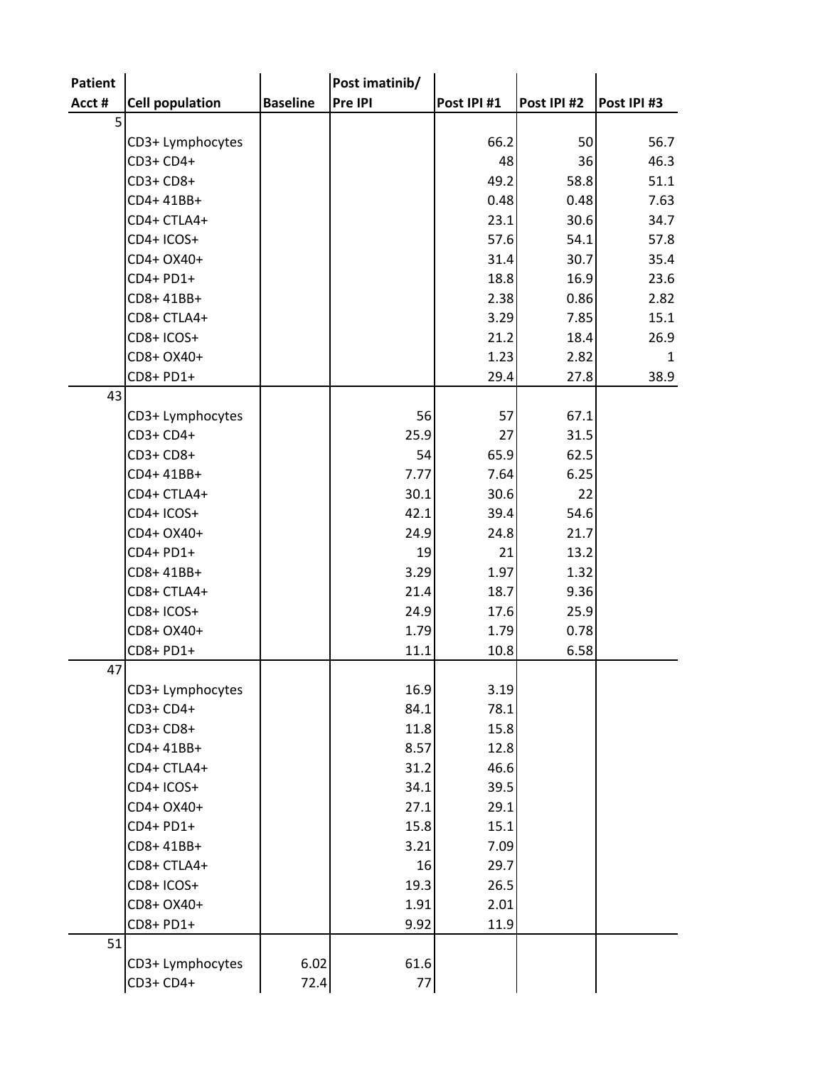| Patient Acct # | Cell population | Baseline | Post imatinib/ Pre IPI | Post IPI #1 | Post IPI #2 | Post IPI #3 |
|---|---|---|---|---|---|---|
| 5 | | | | | | |
| | CD3+ Lymphocytes | | | 66.2 | 50 | 56.7 |
| | CD3+ CD4+ | | | 48 | 36 | 46.3 |
| | CD3+ CD8+ | | | 49.2 | 58.8 | 51.1 |
| | CD4+ 41BB+ | | | 0.48 | 0.48 | 7.63 |
| | CD4+ CTLA4+ | | | 23.1 | 30.6 | 34.7 |
| | CD4+ ICOS+ | | | 57.6 | 54.1 | 57.8 |
| | CD4+ OX40+ | | | 31.4 | 30.7 | 35.4 |
| | CD4+ PD1+ | | | 18.8 | 16.9 | 23.6 |
| | CD8+ 41BB+ | | | 2.38 | 0.86 | 2.82 |
| | CD8+ CTLA4+ | | | 3.29 | 7.85 | 15.1 |
| | CD8+ ICOS+ | | | 21.2 | 18.4 | 26.9 |
| | CD8+ OX40+ | | | 1.23 | 2.82 | 1 |
| | CD8+ PD1+ | | | 29.4 | 27.8 | 38.9 |
| 43 | | | | | | |
| | CD3+ Lymphocytes | | 56 | 57 | 67.1 | |
| | CD3+ CD4+ | | 25.9 | 27 | 31.5 | |
| | CD3+ CD8+ | | 54 | 65.9 | 62.5 | |
| | CD4+ 41BB+ | | 7.77 | 7.64 | 6.25 | |
| | CD4+ CTLA4+ | | 30.1 | 30.6 | 22 | |
| | CD4+ ICOS+ | | 42.1 | 39.4 | 54.6 | |
| | CD4+ OX40+ | | 24.9 | 24.8 | 21.7 | |
| | CD4+ PD1+ | | 19 | 21 | 13.2 | |
| | CD8+ 41BB+ | | 3.29 | 1.97 | 1.32 | |
| | CD8+ CTLA4+ | | 21.4 | 18.7 | 9.36 | |
| | CD8+ ICOS+ | | 24.9 | 17.6 | 25.9 | |
| | CD8+ OX40+ | | 1.79 | 1.79 | 0.78 | |
| | CD8+ PD1+ | | 11.1 | 10.8 | 6.58 | |
| 47 | | | | | | |
| | CD3+ Lymphocytes | | 16.9 | 3.19 | | |
| | CD3+ CD4+ | | 84.1 | 78.1 | | |
| | CD3+ CD8+ | | 11.8 | 15.8 | | |
| | CD4+ 41BB+ | | 8.57 | 12.8 | | |
| | CD4+ CTLA4+ | | 31.2 | 46.6 | | |
| | CD4+ ICOS+ | | 34.1 | 39.5 | | |
| | CD4+ OX40+ | | 27.1 | 29.1 | | |
| | CD4+ PD1+ | | 15.8 | 15.1 | | |
| | CD8+ 41BB+ | | 3.21 | 7.09 | | |
| | CD8+ CTLA4+ | | 16 | 29.7 | | |
| | CD8+ ICOS+ | | 19.3 | 26.5 | | |
| | CD8+ OX40+ | | 1.91 | 2.01 | | |
| | CD8+ PD1+ | | 9.92 | 11.9 | | |
| 51 | | | | | | |
| | CD3+ Lymphocytes | 6.02 | 61.6 | | | |
| | CD3+ CD4+ | 72.4 | 77 | | | |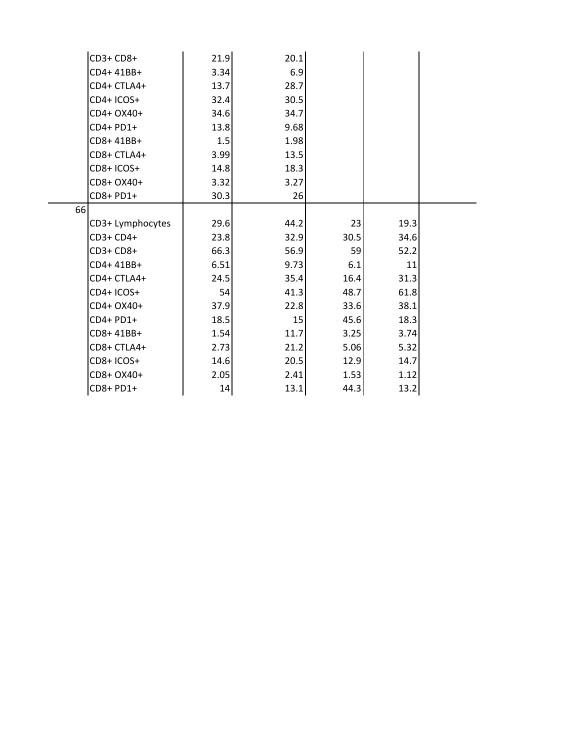| | | | | | | |
|---|---|---|---|---|---|---|
| | CD3+ CD8+ | 21.9 | 20.1 | | | |
| | CD4+ 41BB+ | 3.34 | 6.9 | | | |
| | CD4+ CTLA4+ | 13.7 | 28.7 | | | |
| | CD4+ ICOS+ | 32.4 | 30.5 | | | |
| | CD4+ OX40+ | 34.6 | 34.7 | | | |
| | CD4+ PD1+ | 13.8 | 9.68 | | | |
| | CD8+ 41BB+ | 1.5 | 1.98 | | | |
| | CD8+ CTLA4+ | 3.99 | 13.5 | | | |
| | CD8+ ICOS+ | 14.8 | 18.3 | | | |
| | CD8+ OX40+ | 3.32 | 3.27 | | | |
| | CD8+ PD1+ | 30.3 | 26 | | | |
| 66 | | | | | | |
| | CD3+ Lymphocytes | 29.6 | 44.2 | 23 | 19.3 | |
| | CD3+ CD4+ | 23.8 | 32.9 | 30.5 | 34.6 | |
| | CD3+ CD8+ | 66.3 | 56.9 | 59 | 52.2 | |
| | CD4+ 41BB+ | 6.51 | 9.73 | 6.1 | 11 | |
| | CD4+ CTLA4+ | 24.5 | 35.4 | 16.4 | 31.3 | |
| | CD4+ ICOS+ | 54 | 41.3 | 48.7 | 61.8 | |
| | CD4+ OX40+ | 37.9 | 22.8 | 33.6 | 38.1 | |
| | CD4+ PD1+ | 18.5 | 15 | 45.6 | 18.3 | |
| | CD8+ 41BB+ | 1.54 | 11.7 | 3.25 | 3.74 | |
| | CD8+ CTLA4+ | 2.73 | 21.2 | 5.06 | 5.32 | |
| | CD8+ ICOS+ | 14.6 | 20.5 | 12.9 | 14.7 | |
| | CD8+ OX40+ | 2.05 | 2.41 | 1.53 | 1.12 | |
| | CD8+ PD1+ | 14 | 13.1 | 44.3 | 13.2 | |